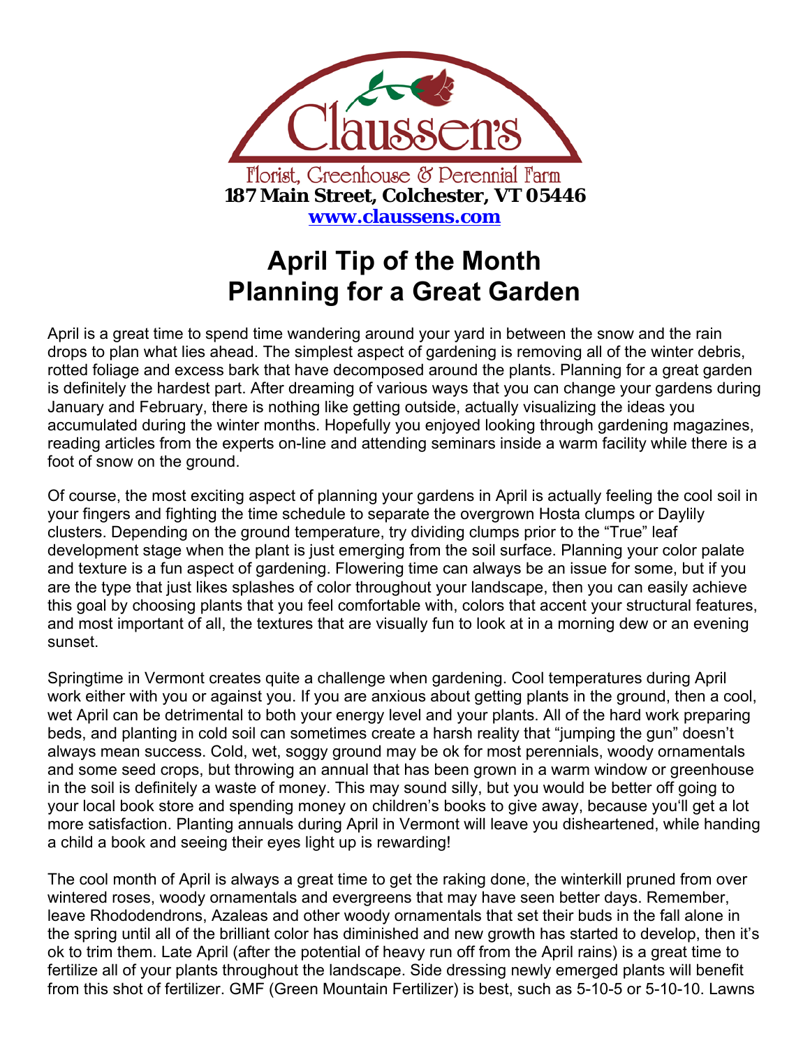Claussen's

Florist, Greenhouse & Perennial Farm

**187 Main Street, Colchester, VT 05446**

**www.claussens.com**

# April Tip of the Month
# Planning for a Great Garden

April is a great time to spend time wandering around your yard in between the snow and the rain drops to plan what lies ahead. The simplest aspect of gardening is removing all of the winter debris, rotted foliage and excess bark that have decomposed around the plants. Planning for a great garden is definitely the hardest part. After dreaming of various ways that you can change your gardens during January and February, there is nothing like getting outside, actually visualizing the ideas you accumulated during the winter months. Hopefully you enjoyed looking through gardening magazines, reading articles from the experts on-line and attending seminars inside a warm facility while there is a foot of snow on the ground.

Of course, the most exciting aspect of planning your gardens in April is actually feeling the cool soil in your fingers and fighting the time schedule to separate the overgrown Hosta clumps or Daylily clusters. Depending on the ground temperature, try dividing clumps prior to the "True" leaf development stage when the plant is just emerging from the soil surface. Planning your color palate and texture is a fun aspect of gardening. Flowering time can always be an issue for some, but if you are the type that just likes splashes of color throughout your landscape, then you can easily achieve this goal by choosing plants that you feel comfortable with, colors that accent your structural features, and most important of all, the textures that are visually fun to look at in a morning dew or an evening sunset.

Springtime in Vermont creates quite a challenge when gardening. Cool temperatures during April work either with you or against you. If you are anxious about getting plants in the ground, then a cool, wet April can be detrimental to both your energy level and your plants. All of the hard work preparing beds, and planting in cold soil can sometimes create a harsh reality that "jumping the gun" doesn't always mean success. Cold, wet, soggy ground may be ok for most perennials, woody ornamentals and some seed crops, but throwing an annual that has been grown in a warm window or greenhouse in the soil is definitely a waste of money. This may sound silly, but you would be better off going to your local book store and spending money on children's books to give away, because you'll get a lot more satisfaction. Planting annuals during April in Vermont will leave you disheartened, while handing a child a book and seeing their eyes light up is rewarding!

The cool month of April is always a great time to get the raking done, the winterkill pruned from over wintered roses, woody ornamentals and evergreens that may have seen better days. Remember, leave Rhododendrons, Azaleas and other woody ornamentals that set their buds in the fall alone in the spring until all of the brilliant color has diminished and new growth has started to develop, then it's ok to trim them. Late April (after the potential of heavy run off from the April rains) is a great time to fertilize all of your plants throughout the landscape. Side dressing newly emerged plants will benefit from this shot of fertilizer. GMF (Green Mountain Fertilizer) is best, such as 5-10-5 or 5-10-10. Lawns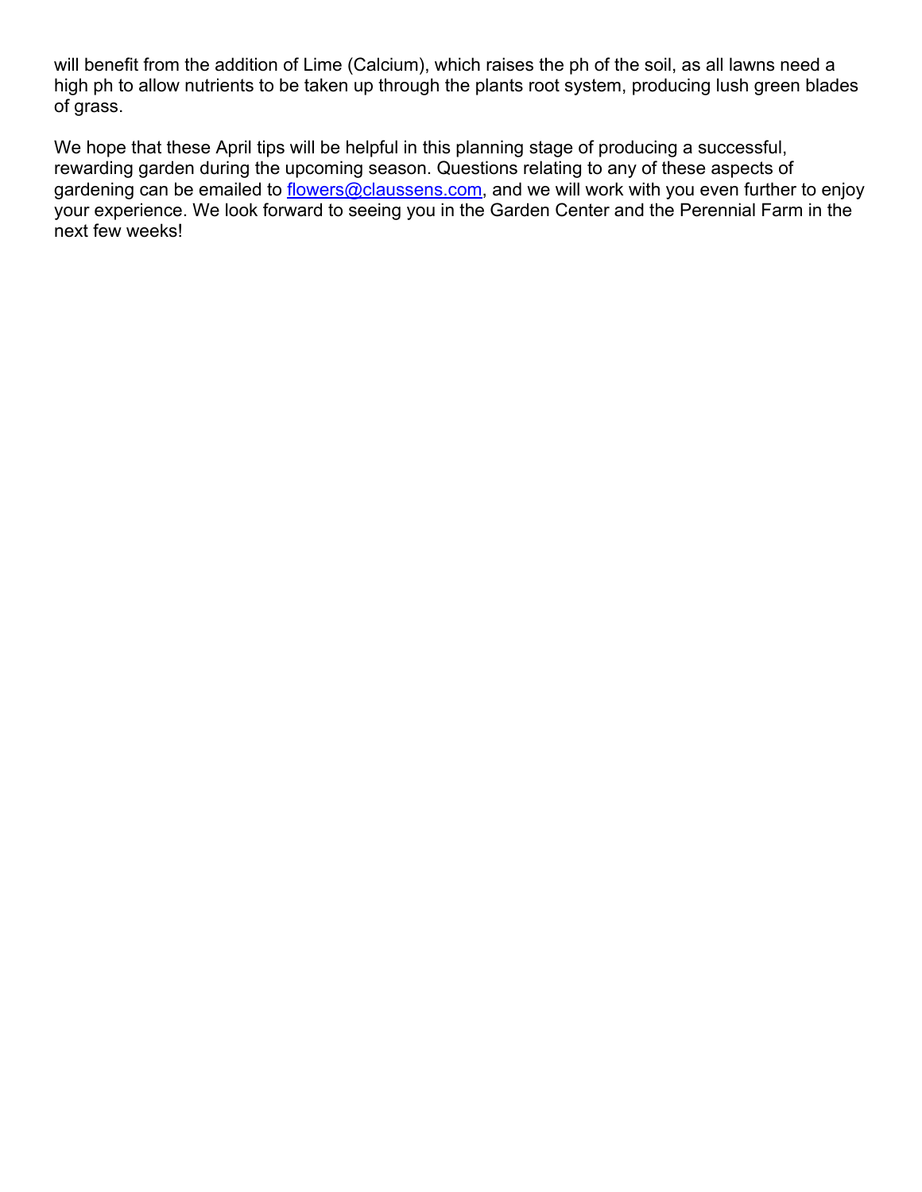will benefit from the addition of Lime (Calcium), which raises the ph of the soil, as all lawns need a high ph to allow nutrients to be taken up through the plants root system, producing lush green blades of grass.

We hope that these April tips will be helpful in this planning stage of producing a successful, rewarding garden during the upcoming season. Questions relating to any of these aspects of gardening can be emailed to flowers@claussens.com, and we will work with you even further to enjoy your experience. We look forward to seeing you in the Garden Center and the Perennial Farm in the next few weeks!